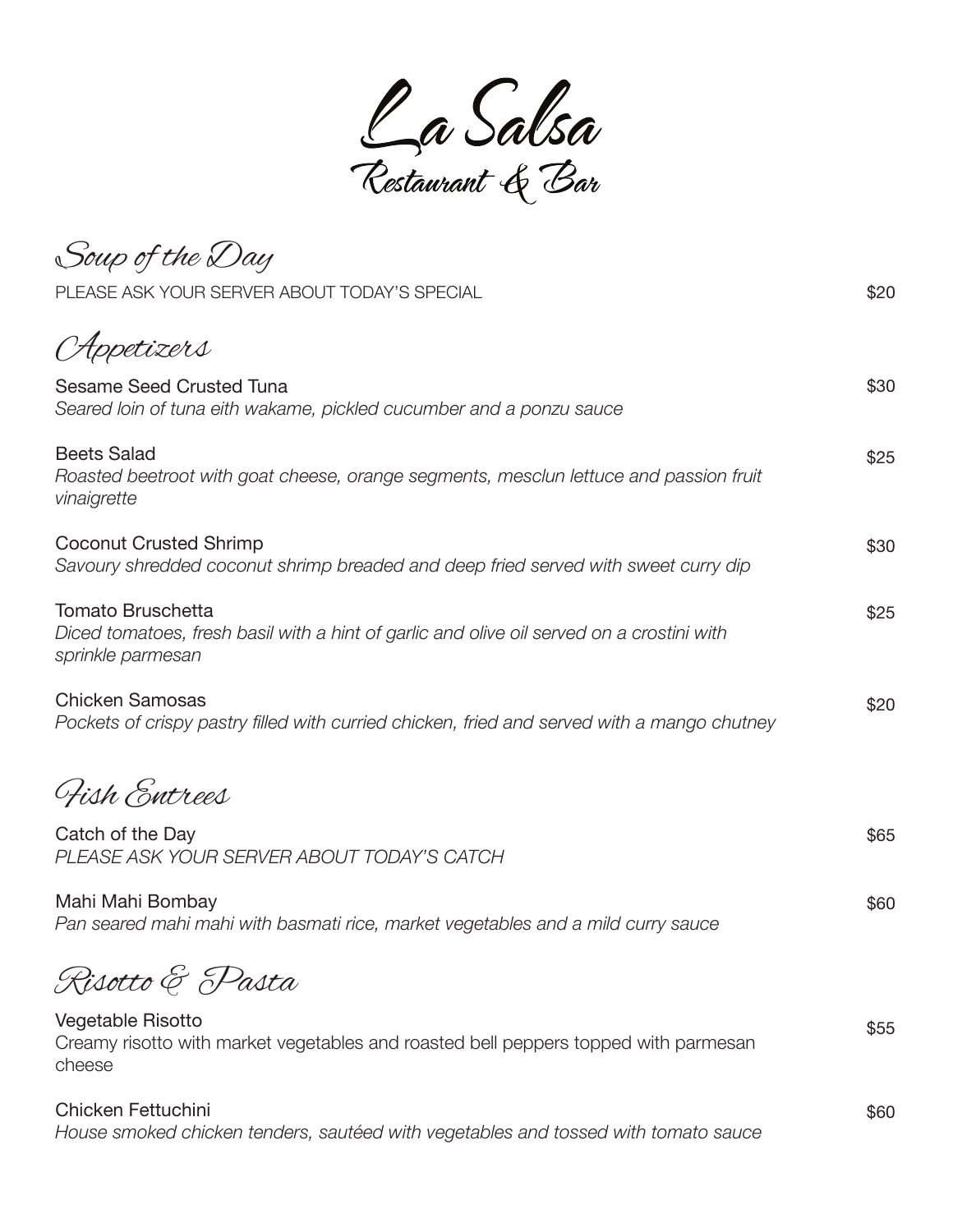# La Salsa

## Restaurant & Bar

## Soup of the Day

PLEASE ASK YOUR SERVER ABOUT TODAY'S SPECIAL — $20

## Appetizers

Sesame Seed Crusted Tuna — $30
*Seared loin of tuna eith wakame, pickled cucumber and a ponzu sauce*

Beets Salad — $25
*Roasted beetroot with goat cheese, orange segments, mesclun lettuce and passion fruit vinaigrette*

Coconut Crusted Shrimp — $30
*Savoury shredded coconut shrimp breaded and deep fried served with sweet curry dip*

Tomato Bruschetta — $25
*Diced tomatoes, fresh basil with a hint of garlic and olive oil served on a crostini with sprinkle parmesan*

Chicken Samosas — $20
*Pockets of crispy pastry filled with curried chicken, fried and served with a mango chutney*

## Fish Entrees

Catch of the Day — $65
*PLEASE ASK YOUR SERVER ABOUT TODAY'S CATCH*

Mahi Mahi Bombay — $60
*Pan seared mahi mahi with basmati rice, market vegetables and a mild curry sauce*

## Risotto & Pasta

Vegetable Risotto — $55
Creamy risotto with market vegetables and roasted bell peppers topped with parmesan cheese

Chicken Fettuchini — $60
*House smoked chicken tenders, sautéed with vegetables and tossed with tomato sauce*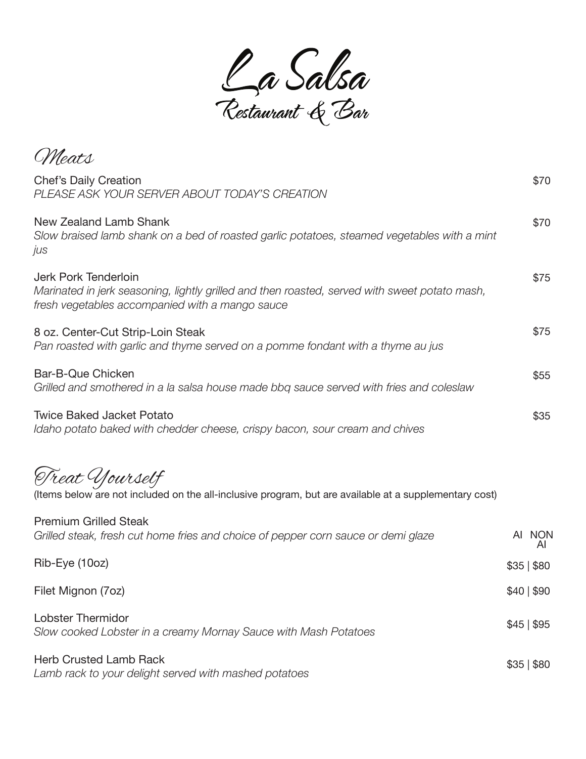# La Salsa
## Restaurant & Bar

## Meats

**Chef's Daily Creation** — $70
*PLEASE ASK YOUR SERVER ABOUT TODAY'S CREATION*

**New Zealand Lamb Shank** — $70
*Slow braised lamb shank on a bed of roasted garlic potatoes, steamed vegetables with a mint jus*

**Jerk Pork Tenderloin** — $75
*Marinated in jerk seasoning, lightly grilled and then roasted, served with sweet potato mash, fresh vegetables accompanied with a mango sauce*

**8 oz. Center-Cut Strip-Loin Steak** — $75
*Pan roasted with garlic and thyme served on a pomme fondant with a thyme au jus*

**Bar-B-Que Chicken** — $55
*Grilled and smothered in a la salsa house made bbq sauce served with fries and coleslaw*

**Twice Baked Jacket Potato** — $35
*Idaho potato baked with chedder cheese, crispy bacon, sour cream and chives*

## Treat Yourself

(Items below are not included on the all-inclusive program, but are available at a supplementary cost)

| Item | AI | NON AI |
|---|---|---|
| **Premium Grilled Steak**<br>*Grilled steak, fresh cut home fries and choice of pepper corn sauce or demi glaze* | | |
| Rib-Eye (10oz) | $35 | $80 |
| Filet Mignon (7oz) | $40 | $90 |
| **Lobster Thermidor**<br>*Slow cooked Lobster in a creamy Mornay Sauce with Mash Potatoes* | $45 | $95 |
| **Herb Crusted Lamb Rack**<br>*Lamb rack to your delight served with mashed potatoes* | $35 | $80 |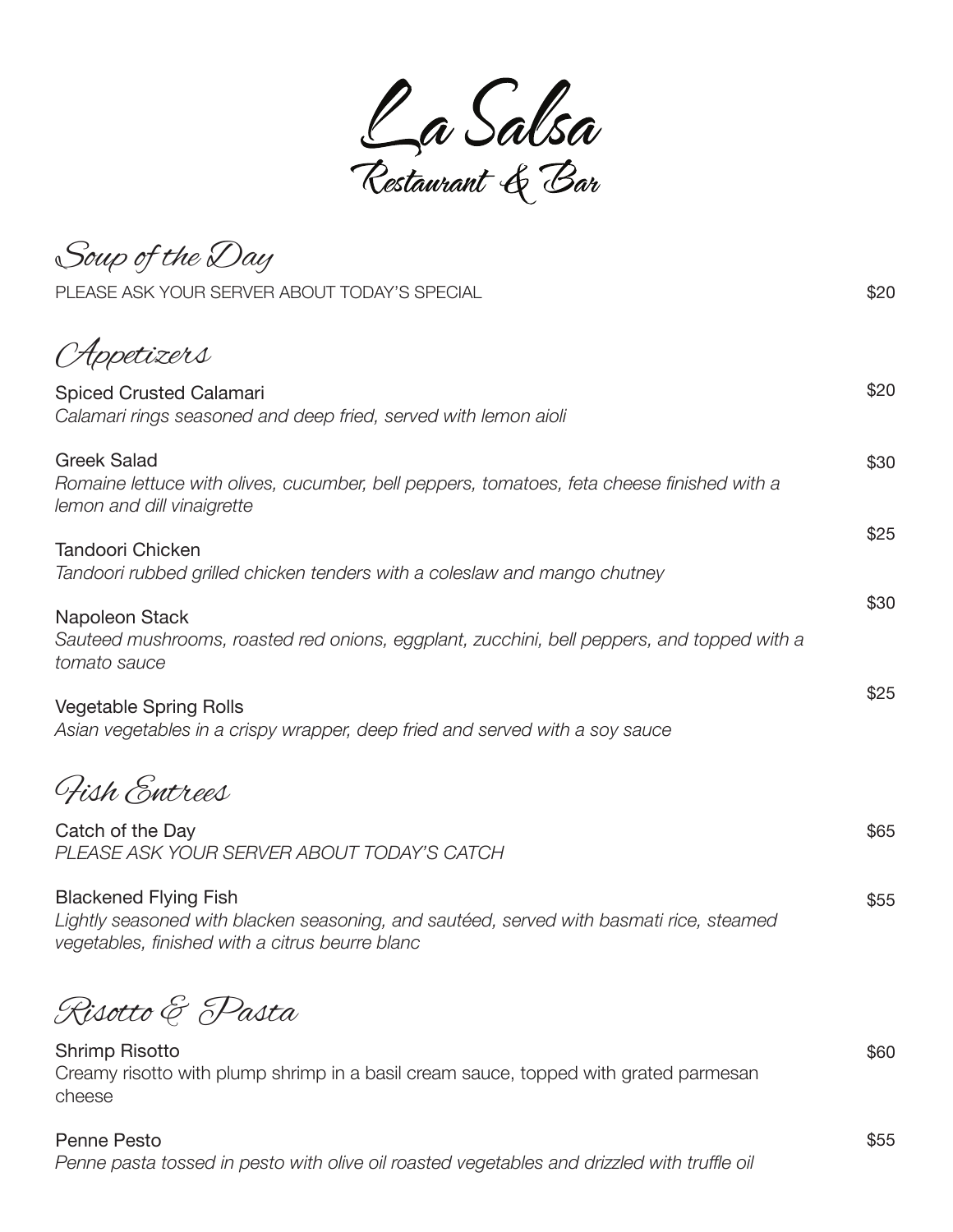# La Salsa

## Restaurant & Bar

## Soup of the Day

PLEASE ASK YOUR SERVER ABOUT TODAY'S SPECIAL — $20

## Appetizers

**Spiced Crusted Calamari** — $20
*Calamari rings seasoned and deep fried, served with lemon aioli*

**Greek Salad** — $30
*Romaine lettuce with olives, cucumber, bell peppers, tomatoes, feta cheese finished with a lemon and dill vinaigrette*

**Tandoori Chicken** — $25
*Tandoori rubbed grilled chicken tenders with a coleslaw and mango chutney*

**Napoleon Stack** — $30
*Sauteed mushrooms, roasted red onions, eggplant, zucchini, bell peppers, and topped with a tomato sauce*

**Vegetable Spring Rolls** — $25
*Asian vegetables in a crispy wrapper, deep fried and served with a soy sauce*

## Fish Entrees

**Catch of the Day** — $65
*PLEASE ASK YOUR SERVER ABOUT TODAY'S CATCH*

**Blackened Flying Fish** — $55
*Lightly seasoned with blacken seasoning, and sautéed, served with basmati rice, steamed vegetables, finished with a citrus beurre blanc*

## Risotto & Pasta

**Shrimp Risotto** — $60
Creamy risotto with plump shrimp in a basil cream sauce, topped with grated parmesan cheese

**Penne Pesto** — $55
*Penne pasta tossed in pesto with olive oil roasted vegetables and drizzled with truffle oil*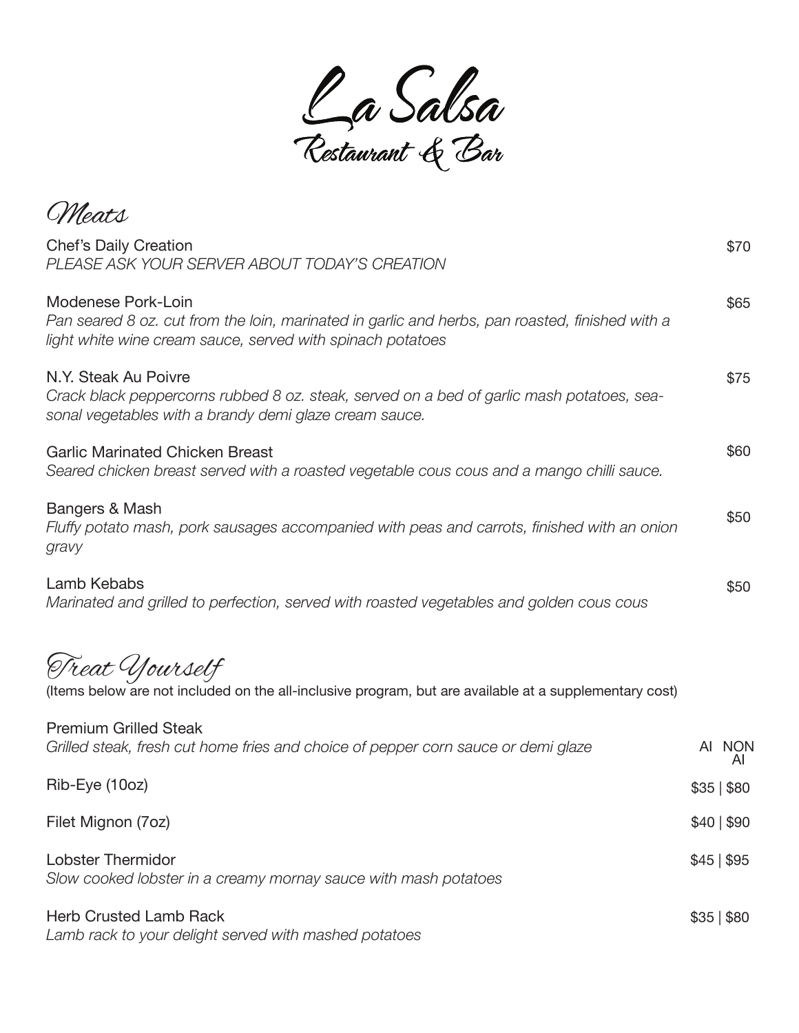# La Salsa
## Restaurant & Bar

## Meats

**Chef's Daily Creation** — $70
*PLEASE ASK YOUR SERVER ABOUT TODAY'S CREATION*

**Modenese Pork-Loin** — $65
*Pan seared 8 oz. cut from the loin, marinated in garlic and herbs, pan roasted, finished with a light white wine cream sauce, served with spinach potatoes*

**N.Y. Steak Au Poivre** — $75
*Crack black peppercorns rubbed 8 oz. steak, served on a bed of garlic mash potatoes, seasonal vegetables with a brandy demi glaze cream sauce.*

**Garlic Marinated Chicken Breast** — $60
*Seared chicken breast served with a roasted vegetable cous cous and a mango chilli sauce.*

**Bangers & Mash** — $50
*Fluffy potato mash, pork sausages accompanied with peas and carrots, finished with an onion gravy*

**Lamb Kebabs** — $50
*Marinated and grilled to perfection, served with roasted vegetables and golden cous cous*

## Treat Yourself

(Items below are not included on the all-inclusive program, but are available at a supplementary cost)

| Item | AI | NON AI |
|---|---|---|
| **Premium Grilled Steak**<br>*Grilled steak, fresh cut home fries and choice of pepper corn sauce or demi glaze* | | |
| Rib-Eye (10oz) | $35 | $80 |
| Filet Mignon (7oz) | $40 | $90 |
| **Lobster Thermidor**<br>*Slow cooked lobster in a creamy mornay sauce with mash potatoes* | $45 | $95 |
| **Herb Crusted Lamb Rack**<br>*Lamb rack to your delight served with mashed potatoes* | $35 | $80 |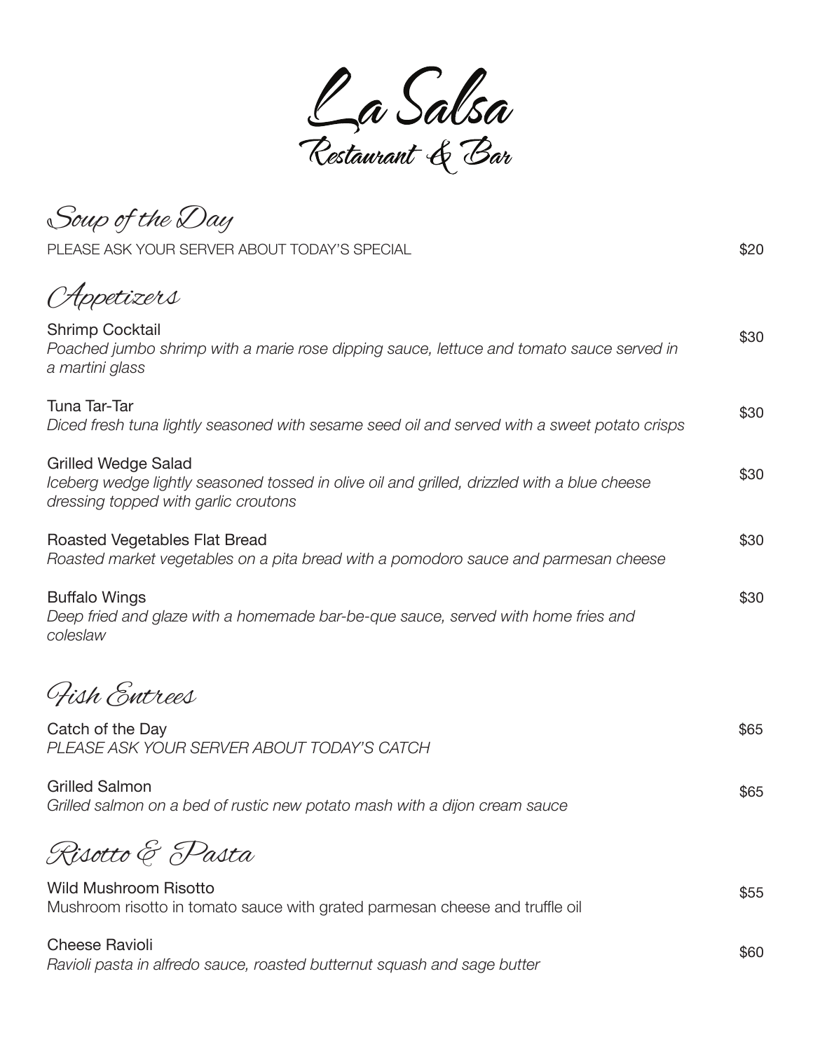# La Salsa

Restaurant & Bar

## Soup of the Day

PLEASE ASK YOUR SERVER ABOUT TODAY'S SPECIAL — $20

## Appetizers

Shrimp Cocktail — $30
*Poached jumbo shrimp with a marie rose dipping sauce, lettuce and tomato sauce served in a martini glass*

Tuna Tar-Tar — $30
*Diced fresh tuna lightly seasoned with sesame seed oil and served with a sweet potato crisps*

Grilled Wedge Salad — $30
*Iceberg wedge lightly seasoned tossed in olive oil and grilled, drizzled with a blue cheese dressing topped with garlic croutons*

Roasted Vegetables Flat Bread — $30
*Roasted market vegetables on a pita bread with a pomodoro sauce and parmesan cheese*

Buffalo Wings — $30
*Deep fried and glaze with a homemade bar-be-que sauce, served with home fries and coleslaw*

## Fish Entrees

Catch of the Day — $65
*PLEASE ASK YOUR SERVER ABOUT TODAY'S CATCH*

Grilled Salmon — $65
*Grilled salmon on a bed of rustic new potato mash with a dijon cream sauce*

## Risotto & Pasta

Wild Mushroom Risotto — $55
Mushroom risotto in tomato sauce with grated parmesan cheese and truffle oil

Cheese Ravioli — $60
*Ravioli pasta in alfredo sauce, roasted butternut squash and sage butter*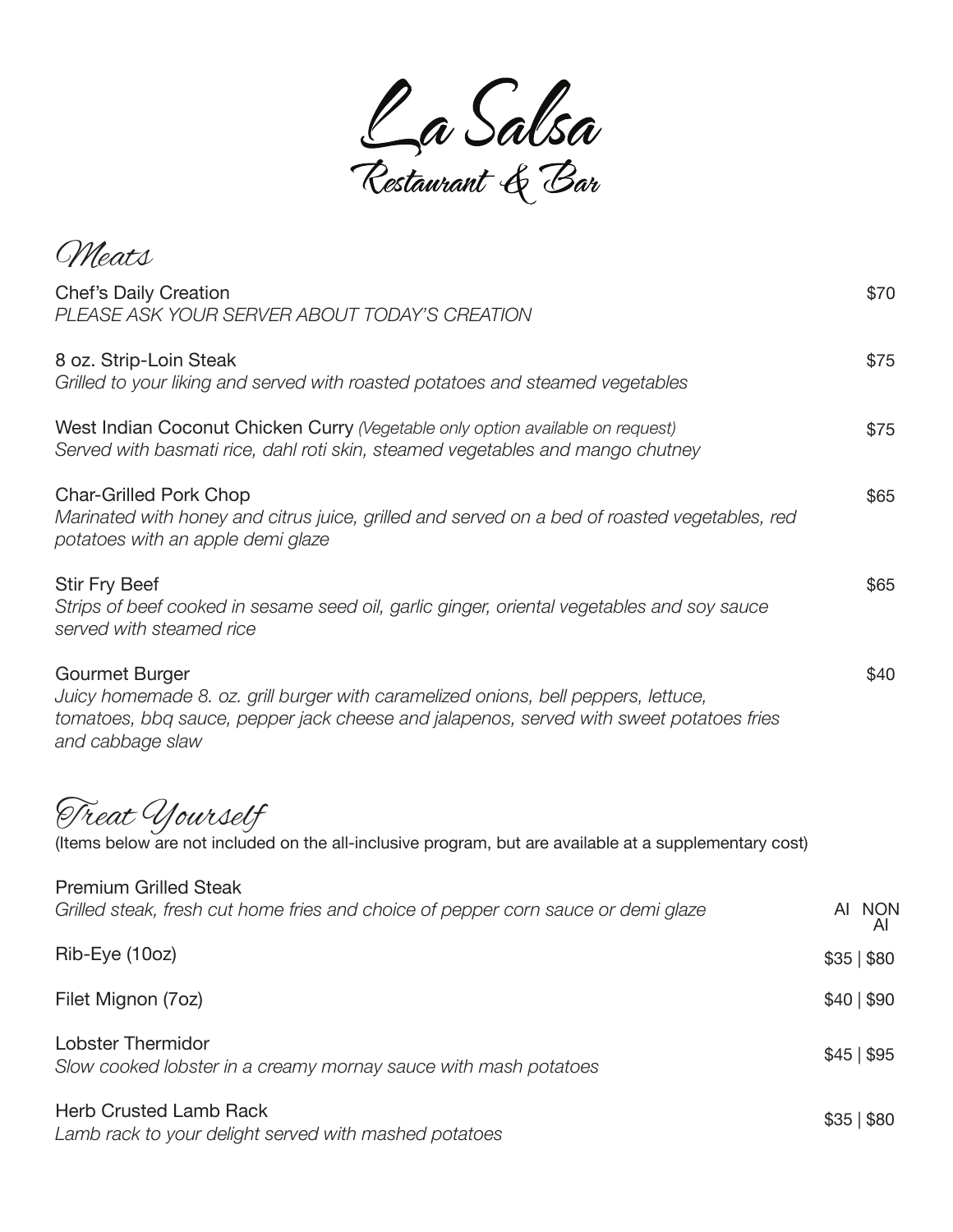# La Salsa
Restaurant & Bar

## Meats

**Chef's Daily Creation** — $70
*PLEASE ASK YOUR SERVER ABOUT TODAY'S CREATION*

**8 oz. Strip-Loin Steak** — $75
*Grilled to your liking and served with roasted potatoes and steamed vegetables*

**West Indian Coconut Chicken Curry** *(Vegetable only option available on request)* — $75
*Served with basmati rice, dahl roti skin, steamed vegetables and mango chutney*

**Char-Grilled Pork Chop** — $65
*Marinated with honey and citrus juice, grilled and served on a bed of roasted vegetables, red potatoes with an apple demi glaze*

**Stir Fry Beef** — $65
*Strips of beef cooked in sesame seed oil, garlic ginger, oriental vegetables and soy sauce served with steamed rice*

**Gourmet Burger** — $40
*Juicy homemade 8. oz. grill burger with caramelized onions, bell peppers, lettuce, tomatoes, bbq sauce, pepper jack cheese and jalapenos, served with sweet potatoes fries and cabbage slaw*

## Treat Yourself

(Items below are not included on the all-inclusive program, but are available at a supplementary cost)

| Item | AI | NON AI |
|---|---|---|
| **Premium Grilled Steak**<br>*Grilled steak, fresh cut home fries and choice of pepper corn sauce or demi glaze* | | |
| Rib-Eye (10oz) | $35 | $80 |
| Filet Mignon (7oz) | $40 | $90 |
| **Lobster Thermidor**<br>*Slow cooked lobster in a creamy mornay sauce with mash potatoes* | $45 | $95 |
| **Herb Crusted Lamb Rack**<br>*Lamb rack to your delight served with mashed potatoes* | $35 | $80 |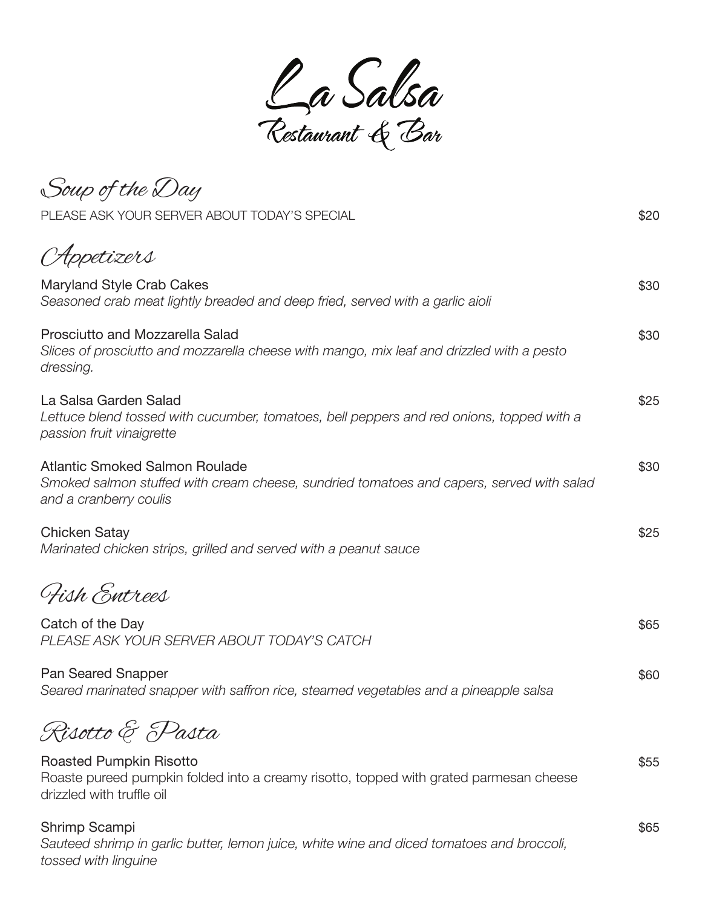# La Salsa
## Restaurant & Bar

### Soup of the Day

PLEASE ASK YOUR SERVER ABOUT TODAY'S SPECIAL — $20

### Appetizers

**Maryland Style Crab Cakes** — $30
*Seasoned crab meat lightly breaded and deep fried, served with a garlic aioli*

**Prosciutto and Mozzarella Salad** — $30
*Slices of prosciutto and mozzarella cheese with mango, mix leaf and drizzled with a pesto dressing.*

**La Salsa Garden Salad** — $25
*Lettuce blend tossed with cucumber, tomatoes, bell peppers and red onions, topped with a passion fruit vinaigrette*

**Atlantic Smoked Salmon Roulade** — $30
*Smoked salmon stuffed with cream cheese, sundried tomatoes and capers, served with salad and a cranberry coulis*

**Chicken Satay** — $25
*Marinated chicken strips, grilled and served with a peanut sauce*

### Fish Entrees

**Catch of the Day** — $65
*PLEASE ASK YOUR SERVER ABOUT TODAY'S CATCH*

**Pan Seared Snapper** — $60
*Seared marinated snapper with saffron rice, steamed vegetables and a pineapple salsa*

### Risotto & Pasta

**Roasted Pumpkin Risotto** — $55
Roaste pureed pumpkin folded into a creamy risotto, topped with grated parmesan cheese drizzled with truffle oil

**Shrimp Scampi** — $65
*Sauteed shrimp in garlic butter, lemon juice, white wine and diced tomatoes and broccoli, tossed with linguine*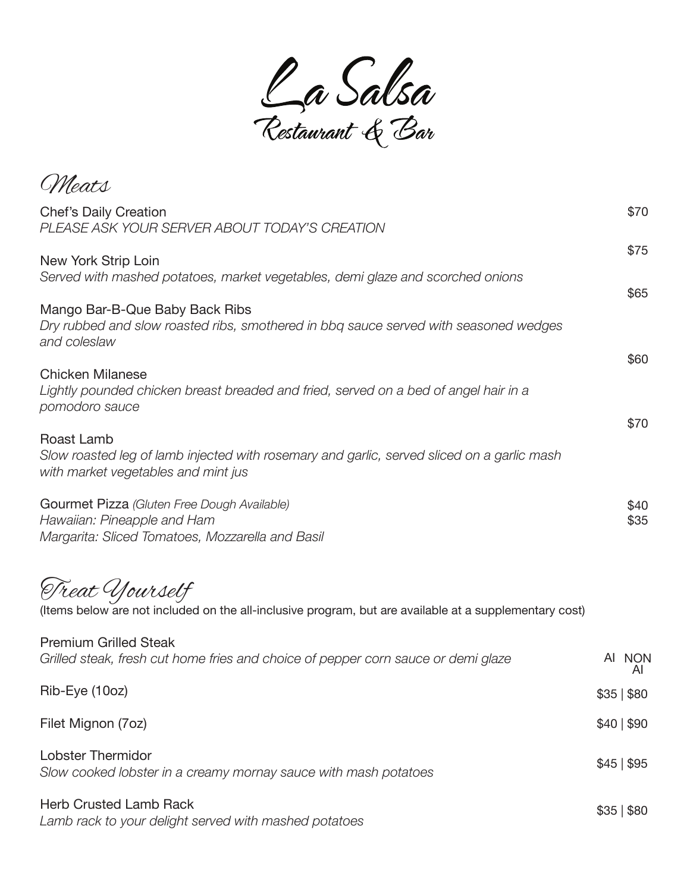# La Salsa
## Restaurant & Bar

## Meats

**Chef's Daily Creation** — $70
*PLEASE ASK YOUR SERVER ABOUT TODAY'S CREATION*

**New York Strip Loin** — $75
*Served with mashed potatoes, market vegetables, demi glaze and scorched onions*

**Mango Bar-B-Que Baby Back Ribs** — $65
*Dry rubbed and slow roasted ribs, smothered in bbq sauce served with seasoned wedges and coleslaw*

**Chicken Milanese** — $60
*Lightly pounded chicken breast breaded and fried, served on a bed of angel hair in a pomodoro sauce*

**Roast Lamb** — $70
*Slow roasted leg of lamb injected with rosemary and garlic, served sliced on a garlic mash with market vegetables and mint jus*

**Gourmet Pizza** *(Gluten Free Dough Available)*
*Hawaiian: Pineapple and Ham* — $40
*Margarita: Sliced Tomatoes, Mozzarella and Basil* — $35

## Treat Yourself

(Items below are not included on the all-inclusive program, but are available at a supplementary cost)

| | AI | NON AI |
|---|---|---|
| **Premium Grilled Steak** *Grilled steak, fresh cut home fries and choice of pepper corn sauce or demi glaze* | | |
| Rib-Eye (10oz) | $35 | $80 |
| Filet Mignon (7oz) | $40 | $90 |
| **Lobster Thermidor** *Slow cooked lobster in a creamy mornay sauce with mash potatoes* | $45 | $95 |
| **Herb Crusted Lamb Rack** *Lamb rack to your delight served with mashed potatoes* | $35 | $80 |